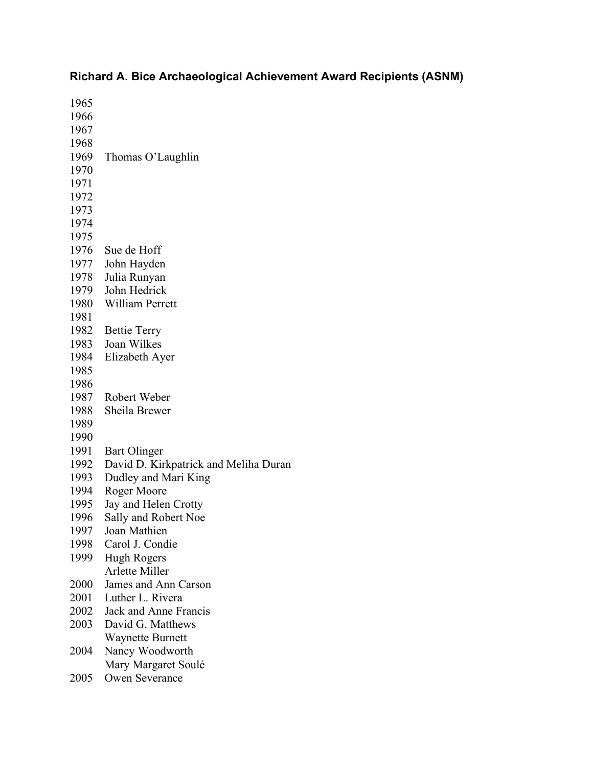# Richard A. Bice Archaeological Achievement Award Recipients (ASNM)

| Year | Recipient |
|---|---|
| 1965 | |
| 1966 | |
| 1967 | |
| 1968 | |
| 1969 | Thomas O'Laughlin |
| 1970 | |
| 1971 | |
| 1972 | |
| 1973 | |
| 1974 | |
| 1975 | |
| 1976 | Sue de Hoff |
| 1977 | John Hayden |
| 1978 | Julia Runyan |
| 1979 | John Hedrick |
| 1980 | William Perrett |
| 1981 | |
| 1982 | Bettie Terry |
| 1983 | Joan Wilkes |
| 1984 | Elizabeth Ayer |
| 1985 | |
| 1986 | |
| 1987 | Robert Weber |
| 1988 | Sheila Brewer |
| 1989 | |
| 1990 | |
| 1991 | Bart Olinger |
| 1992 | David D. Kirkpatrick and Meliha Duran |
| 1993 | Dudley and Mari King |
| 1994 | Roger Moore |
| 1995 | Jay and Helen Crotty |
| 1996 | Sally and Robert Noe |
| 1997 | Joan Mathien |
| 1998 | Carol J. Condie |
| 1999 | Hugh Rogers |
| | Arlette Miller |
| 2000 | James and Ann Carson |
| 2001 | Luther L. Rivera |
| 2002 | Jack and Anne Francis |
| 2003 | David G. Matthews |
| | Waynette Burnett |
| 2004 | Nancy Woodworth |
| | Mary Margaret Soulé |
| 2005 | Owen Severance |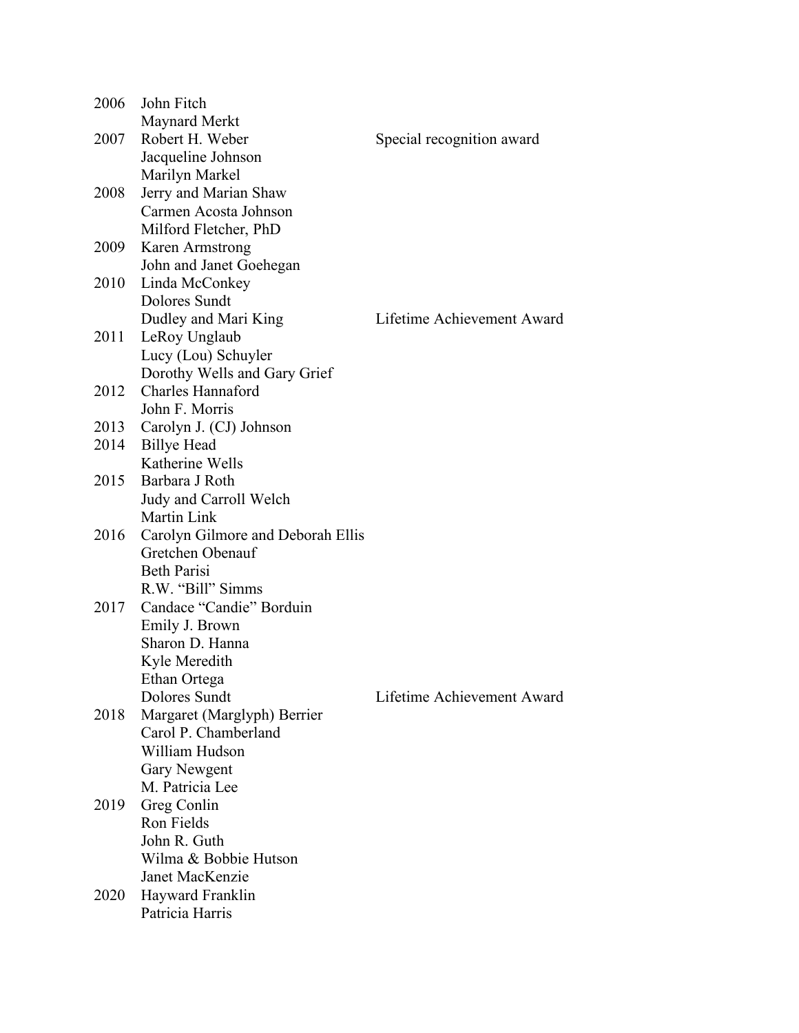| | | |
|---|---|---|
| 2006 | John Fitch | |
| | Maynard Merkt | |
| 2007 | Robert H. Weber | Special recognition award |
| | Jacqueline Johnson | |
| | Marilyn Markel | |
| 2008 | Jerry and Marian Shaw | |
| | Carmen Acosta Johnson | |
| | Milford Fletcher, PhD | |
| 2009 | Karen Armstrong | |
| | John and Janet Goehegan | |
| 2010 | Linda McConkey | |
| | Dolores Sundt | |
| | Dudley and Mari King | Lifetime Achievement Award |
| 2011 | LeRoy Unglaub | |
| | Lucy (Lou) Schuyler | |
| | Dorothy Wells and Gary Grief | |
| 2012 | Charles Hannaford | |
| | John F. Morris | |
| 2013 | Carolyn J. (CJ) Johnson | |
| 2014 | Billye Head | |
| | Katherine Wells | |
| 2015 | Barbara J Roth | |
| | Judy and Carroll Welch | |
| | Martin Link | |
| 2016 | Carolyn Gilmore and Deborah Ellis | |
| | Gretchen Obenauf | |
| | Beth Parisi | |
| | R.W. "Bill" Simms | |
| 2017 | Candace "Candie" Borduin | |
| | Emily J. Brown | |
| | Sharon D. Hanna | |
| | Kyle Meredith | |
| | Ethan Ortega | |
| | Dolores Sundt | Lifetime Achievement Award |
| 2018 | Margaret (Marglyph) Berrier | |
| | Carol P. Chamberland | |
| | William Hudson | |
| | Gary Newgent | |
| | M. Patricia Lee | |
| 2019 | Greg Conlin | |
| | Ron Fields | |
| | John R. Guth | |
| | Wilma & Bobbie Hutson | |
| | Janet MacKenzie | |
| 2020 | Hayward Franklin | |
| | Patricia Harris | |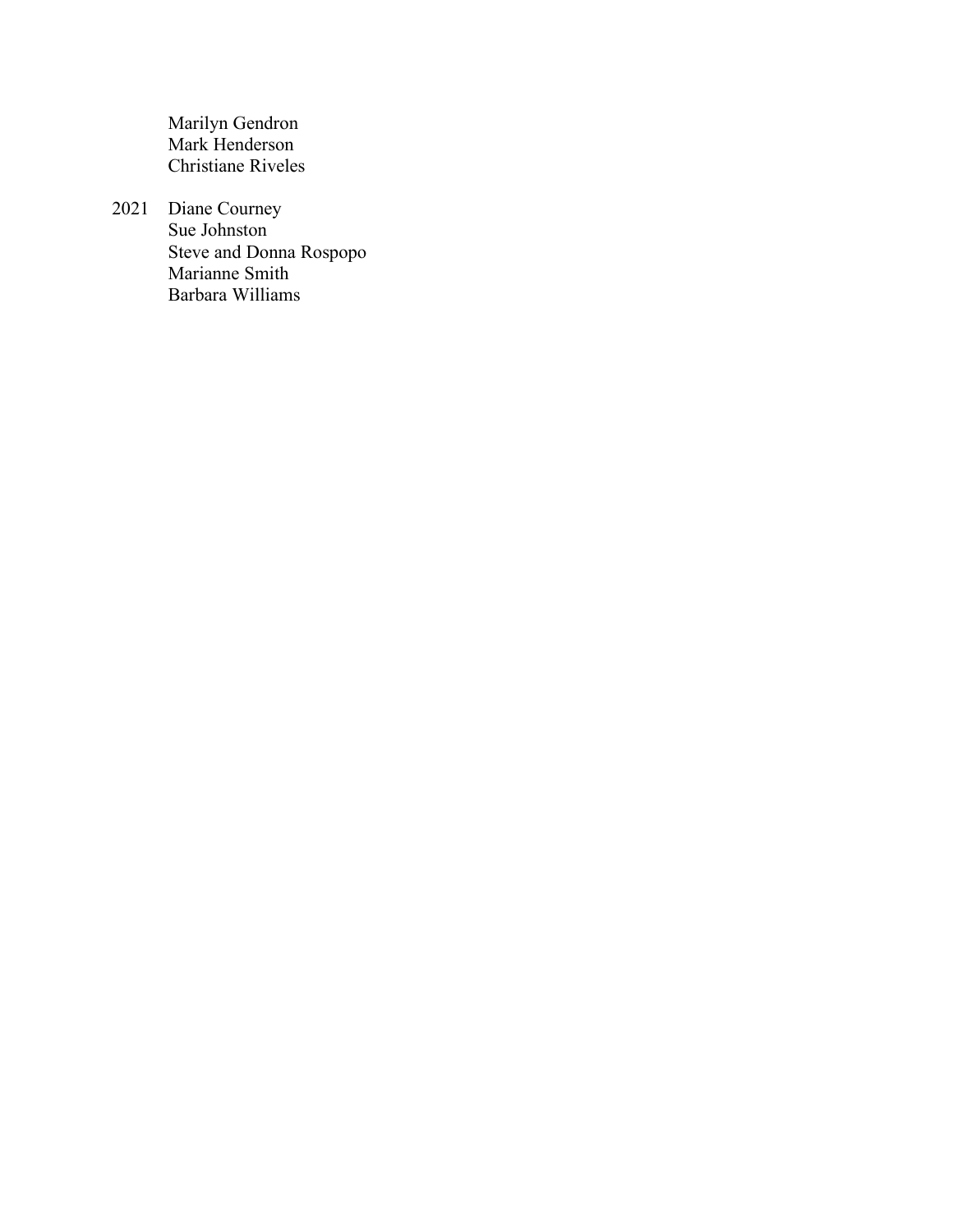Marilyn Gendron
Mark Henderson
Christiane Riveles

2021 Diane Courney
Sue Johnston
Steve and Donna Rospopo
Marianne Smith
Barbara Williams